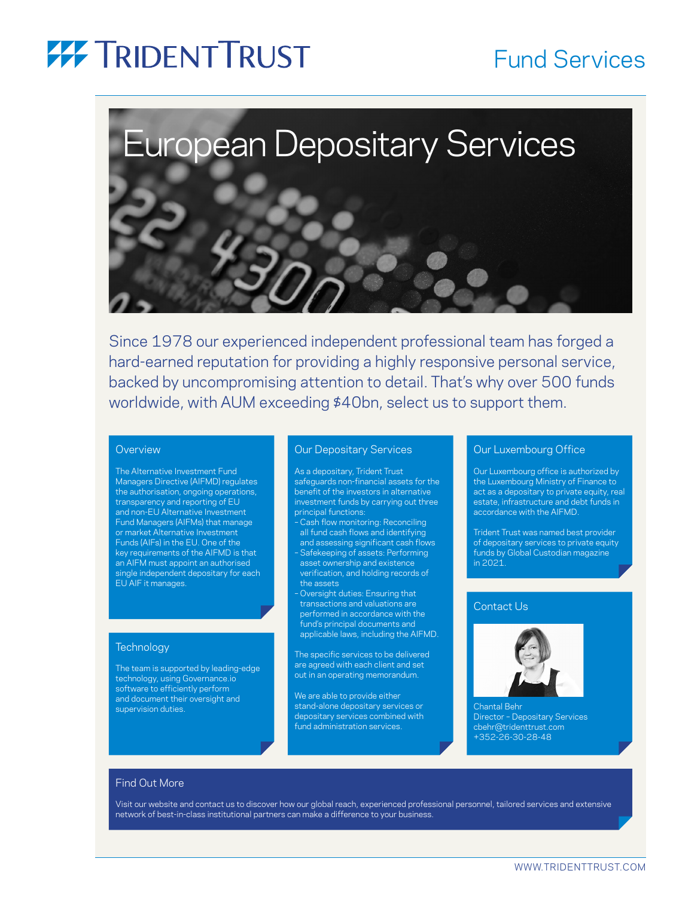# TRIDENT TRUST

Fund Services

# European Depositary Services

Since 1978 our experienced independent professional team has forged a hard-earned reputation for providing a highly responsive personal service, backed by uncompromising attention to detail. That's why over 500 funds worldwide, with AUM exceeding $40bn, select us to support them.

## Overview

The Alternative Investment Fund Managers Directive (AIFMD) regulates the authorisation, ongoing operations, transparency and reporting of EU and non-EU Alternative Investment Fund Managers (AIFMs) that manage or market Alternative Investment Funds (AIFs) in the EU. One of the key requirements of the AIFMD is that an AIFM must appoint an authorised single independent depositary for each EU AIF it manages.

## Technology

The team is supported by leading-edge technology, using Governance.io software to efficiently perform and document their oversight and supervision duties.

## Our Depositary Services

As a depositary, Trident Trust safeguards non-financial assets for the benefit of the investors in alternative investment funds by carrying out three principal functions:

- Cash flow monitoring: Reconciling all fund cash flows and identifying and assessing significant cash flows
- Safekeeping of assets: Performing asset ownership and existence verification, and holding records of the assets
- Oversight duties: Ensuring that transactions and valuations are performed in accordance with the fund's principal documents and applicable laws, including the AIFMD.

The specific services to be delivered are agreed with each client and set out in an operating memorandum.

We are able to provide either stand-alone depositary services or depositary services combined with fund administration services.

## Our Luxembourg Office

Our Luxembourg office is authorized by the Luxembourg Ministry of Finance to act as a depositary to private equity, real estate, infrastructure and debt funds in accordance with the AIFMD.

Trident Trust was named best provider of depositary services to private equity funds by Global Custodian magazine in 2021.

## Contact Us

Chantal Behr
Director – Depositary Services
cbehr@tridenttrust.com
+352-26-30-28-48

## Find Out More

Visit our website and contact us to discover how our global reach, experienced professional personnel, tailored services and extensive network of best-in-class institutional partners can make a difference to your business.

WWW.TRIDENTTRUST.COM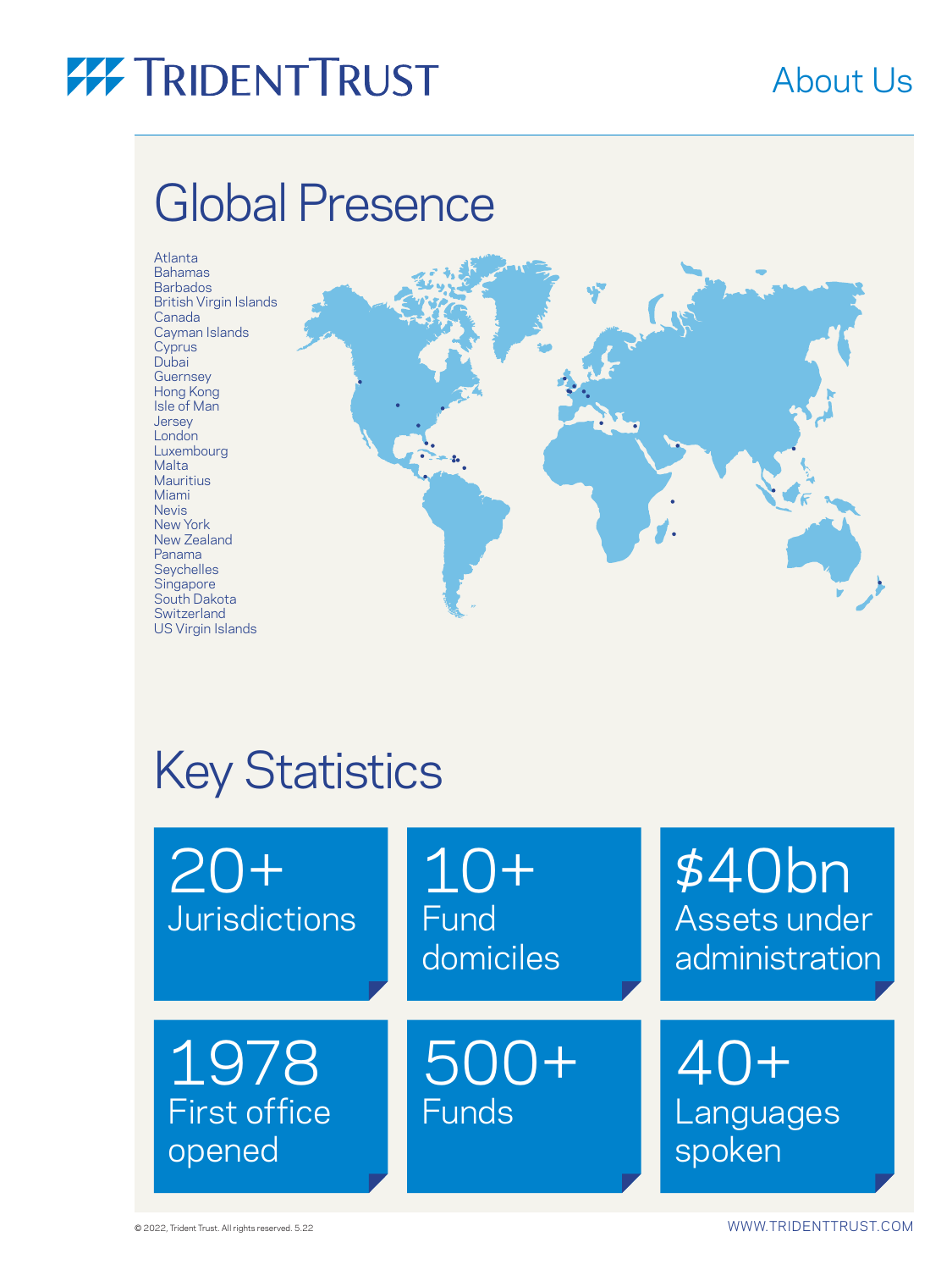TRIDENT TRUST

About Us

# Global Presence

- Atlanta
- Bahamas
- Barbados
- British Virgin Islands
- Canada
- Cayman Islands
- Cyprus
- Dubai
- Guernsey
- Hong Kong
- Isle of Man
- Jersey
- London
- Luxembourg
- Malta
- Mauritius
- Miami
- Nevis
- New York
- New Zealand
- Panama
- Seychelles
- Singapore
- South Dakota
- Switzerland
- US Virgin Islands

# Key Statistics

**20+**
Jurisdictions

**10+**
Fund domiciles

**$40bn**
Assets under administration

**1978**
First office opened

**500+**
Funds

**40+**
Languages spoken

© 2022, Trident Trust. All rights reserved. 5.22

WWW.TRIDENTTRUST.COM